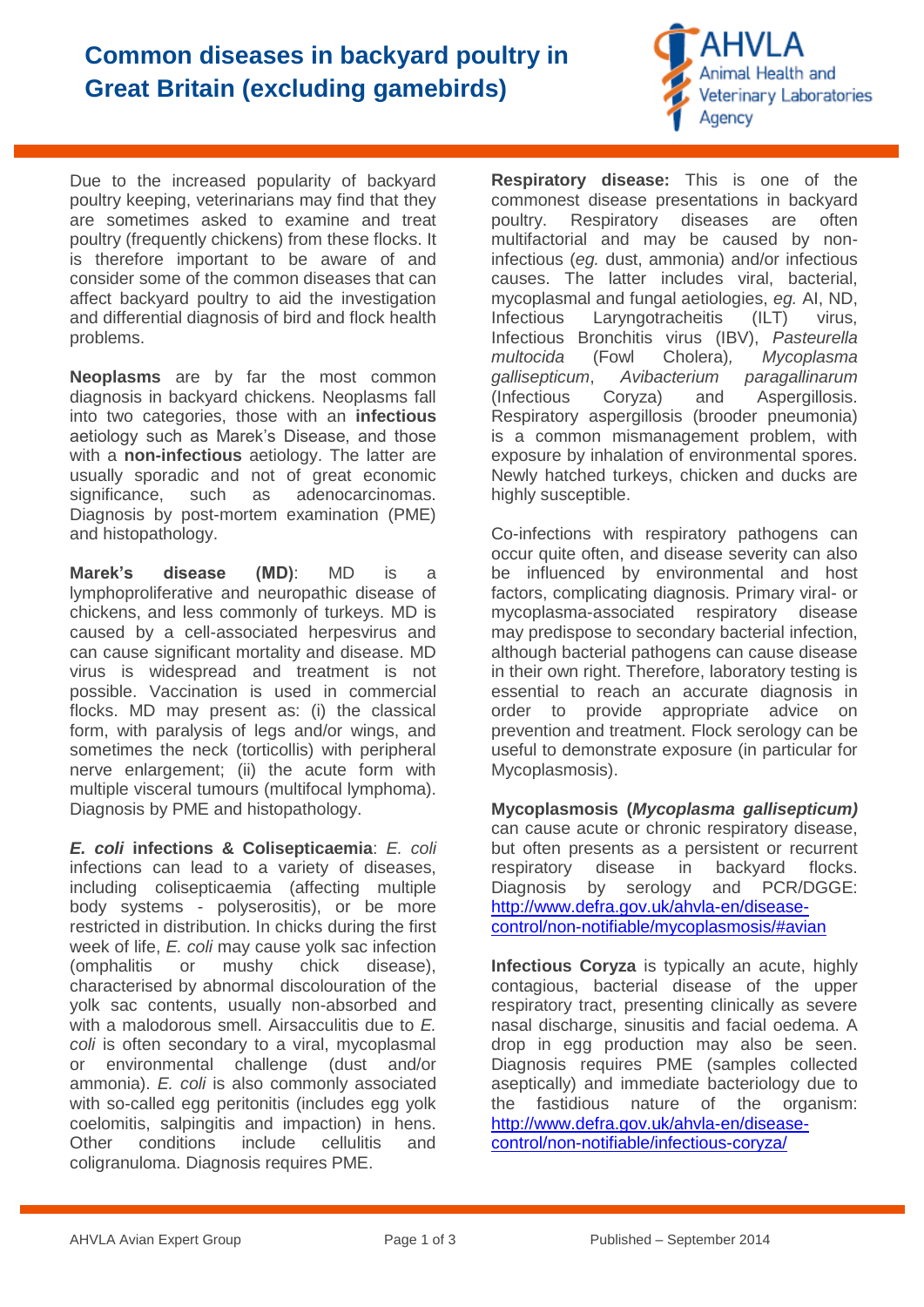# Common diseases in backyard poultry in Great Britain (excluding gamebirds)

AHVLA Animal Health and Veterinary Laboratories Agency

Due to the increased popularity of backyard poultry keeping, veterinarians may find that they are sometimes asked to examine and treat poultry (frequently chickens) from these flocks. It is therefore important to be aware of and consider some of the common diseases that can affect backyard poultry to aid the investigation and differential diagnosis of bird and flock health problems.

**Neoplasms** are by far the most common diagnosis in backyard chickens. Neoplasms fall into two categories, those with an **infectious** aetiology such as Marek's Disease, and those with a **non-infectious** aetiology. The latter are usually sporadic and not of great economic significance, such as adenocarcinomas. Diagnosis by post-mortem examination (PME) and histopathology.

**Marek's disease (MD)**: MD is a lymphoproliferative and neuropathic disease of chickens, and less commonly of turkeys. MD is caused by a cell-associated herpesvirus and can cause significant mortality and disease. MD virus is widespread and treatment is not possible. Vaccination is used in commercial flocks. MD may present as: (i) the classical form, with paralysis of legs and/or wings, and sometimes the neck (torticollis) with peripheral nerve enlargement; (ii) the acute form with multiple visceral tumours (multifocal lymphoma). Diagnosis by PME and histopathology.

***E. coli* infections & Colisepticaemia**: *E. coli* infections can lead to a variety of diseases, including colisepticaemia (affecting multiple body systems - polyserositis), or be more restricted in distribution. In chicks during the first week of life, *E. coli* may cause yolk sac infection (omphalitis or mushy chick disease), characterised by abnormal discolouration of the yolk sac contents, usually non-absorbed and with a malodorous smell. Airsacculitis due to *E. coli* is often secondary to a viral, mycoplasmal or environmental challenge (dust and/or ammonia). *E. coli* is also commonly associated with so-called egg peritonitis (includes egg yolk coelomitis, salpingitis and impaction) in hens. Other conditions include cellulitis and coligranuloma. Diagnosis requires PME.

**Respiratory disease:** This is one of the commonest disease presentations in backyard poultry. Respiratory diseases are often multifactorial and may be caused by non-infectious (*eg.* dust, ammonia) and/or infectious causes. The latter includes viral, bacterial, mycoplasmal and fungal aetiologies, *eg.* AI, ND, Infectious Laryngotracheitis (ILT) virus, Infectious Bronchitis virus (IBV), *Pasteurella multocida* (Fowl Cholera), *Mycoplasma gallisepticum*, *Avibacterium paragallinarum* (Infectious Coryza) and Aspergillosis. Respiratory aspergillosis (brooder pneumonia) is a common mismanagement problem, with exposure by inhalation of environmental spores. Newly hatched turkeys, chicken and ducks are highly susceptible.

Co-infections with respiratory pathogens can occur quite often, and disease severity can also be influenced by environmental and host factors, complicating diagnosis. Primary viral- or mycoplasma-associated respiratory disease may predispose to secondary bacterial infection, although bacterial pathogens can cause disease in their own right. Therefore, laboratory testing is essential to reach an accurate diagnosis in order to provide appropriate advice on prevention and treatment. Flock serology can be useful to demonstrate exposure (in particular for Mycoplasmosis).

**Mycoplasmosis (*Mycoplasma gallisepticum)*** can cause acute or chronic respiratory disease, but often presents as a persistent or recurrent respiratory disease in backyard flocks. Diagnosis by serology and PCR/DGGE: http://www.defra.gov.uk/ahvla-en/disease-control/non-notifiable/mycoplasmosis/#avian

**Infectious Coryza** is typically an acute, highly contagious, bacterial disease of the upper respiratory tract, presenting clinically as severe nasal discharge, sinusitis and facial oedema. A drop in egg production may also be seen. Diagnosis requires PME (samples collected aseptically) and immediate bacteriology due to the fastidious nature of the organism: http://www.defra.gov.uk/ahvla-en/disease-control/non-notifiable/infectious-coryza/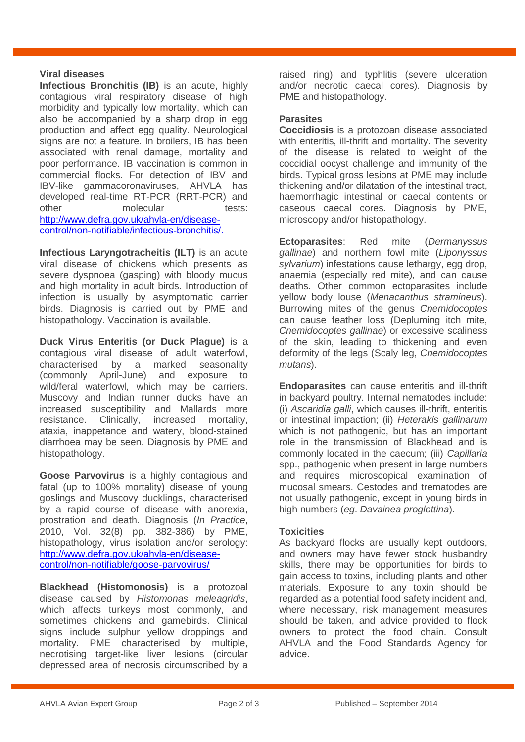### Viral diseases

**Infectious Bronchitis (IB)** is an acute, highly contagious viral respiratory disease of high morbidity and typically low mortality, which can also be accompanied by a sharp drop in egg production and affect egg quality. Neurological signs are not a feature. In broilers, IB has been associated with renal damage, mortality and poor performance. IB vaccination is common in commercial flocks. For detection of IBV and IBV-like gammacoronaviruses, AHVLA has developed real-time RT-PCR (RRT-PCR) and other molecular tests: [http://www.defra.gov.uk/ahvla-en/disease-control/non-notifiable/infectious-bronchitis/](http://www.defra.gov.uk/ahvla-en/disease-control/non-notifiable/infectious-bronchitis/).

**Infectious Laryngotracheitis (ILT)** is an acute viral disease of chickens which presents as severe dyspnoea (gasping) with bloody mucus and high mortality in adult birds. Introduction of infection is usually by asymptomatic carrier birds. Diagnosis is carried out by PME and histopathology. Vaccination is available.

**Duck Virus Enteritis (or Duck Plague)** is a contagious viral disease of adult waterfowl, characterised by a marked seasonality (commonly April-June) and exposure to wild/feral waterfowl, which may be carriers. Muscovy and Indian runner ducks have an increased susceptibility and Mallards more resistance. Clinically, increased mortality, ataxia, inappetance and watery, blood-stained diarrhoea may be seen. Diagnosis by PME and histopathology.

**Goose Parvovirus** is a highly contagious and fatal (up to 100% mortality) disease of young goslings and Muscovy ducklings, characterised by a rapid course of disease with anorexia, prostration and death. Diagnosis (*In Practice*, 2010, Vol. 32(8) pp. 382-386) by PME, histopathology, virus isolation and/or serology: [http://www.defra.gov.uk/ahvla-en/disease-control/non-notifiable/goose-parvovirus/](http://www.defra.gov.uk/ahvla-en/disease-control/non-notifiable/goose-parvovirus/)

**Blackhead (Histomonosis)** is a protozoal disease caused by *Histomonas meleagridis*, which affects turkeys most commonly, and sometimes chickens and gamebirds. Clinical signs include sulphur yellow droppings and mortality. PME characterised by multiple, necrotising target-like liver lesions (circular depressed area of necrosis circumscribed by a raised ring) and typhlitis (severe ulceration and/or necrotic caecal cores). Diagnosis by PME and histopathology.

### Parasites

**Coccidiosis** is a protozoan disease associated with enteritis, ill-thrift and mortality. The severity of the disease is related to weight of the coccidial oocyst challenge and immunity of the birds. Typical gross lesions at PME may include thickening and/or dilatation of the intestinal tract, haemorrhagic intestinal or caecal contents or caseous caecal cores. Diagnosis by PME, microscopy and/or histopathology.

**Ectoparasites**: Red mite (*Dermanyssus gallinae*) and northern fowl mite (*Liponyssus sylvarium*) infestations cause lethargy, egg drop, anaemia (especially red mite), and can cause deaths. Other common ectoparasites include yellow body louse (*Menacanthus stramineus*). Burrowing mites of the genus *Cnemidocoptes* can cause feather loss (Depluming itch mite, *Cnemidocoptes gallinae*) or excessive scaliness of the skin, leading to thickening and even deformity of the legs (Scaly leg, *Cnemidocoptes mutans*).

**Endoparasites** can cause enteritis and ill-thrift in backyard poultry. Internal nematodes include: (i) *Ascaridia galli*, which causes ill-thrift, enteritis or intestinal impaction; (ii) *Heterakis gallinarum* which is not pathogenic, but has an important role in the transmission of Blackhead and is commonly located in the caecum; (iii) *Capillaria* spp., pathogenic when present in large numbers and requires microscopical examination of mucosal smears. Cestodes and trematodes are not usually pathogenic, except in young birds in high numbers (*eg*. *Davainea proglottina*).

### Toxicities

As backyard flocks are usually kept outdoors, and owners may have fewer stock husbandry skills, there may be opportunities for birds to gain access to toxins, including plants and other materials. Exposure to any toxin should be regarded as a potential food safety incident and, where necessary, risk management measures should be taken, and advice provided to flock owners to protect the food chain. Consult AHVLA and the Food Standards Agency for advice.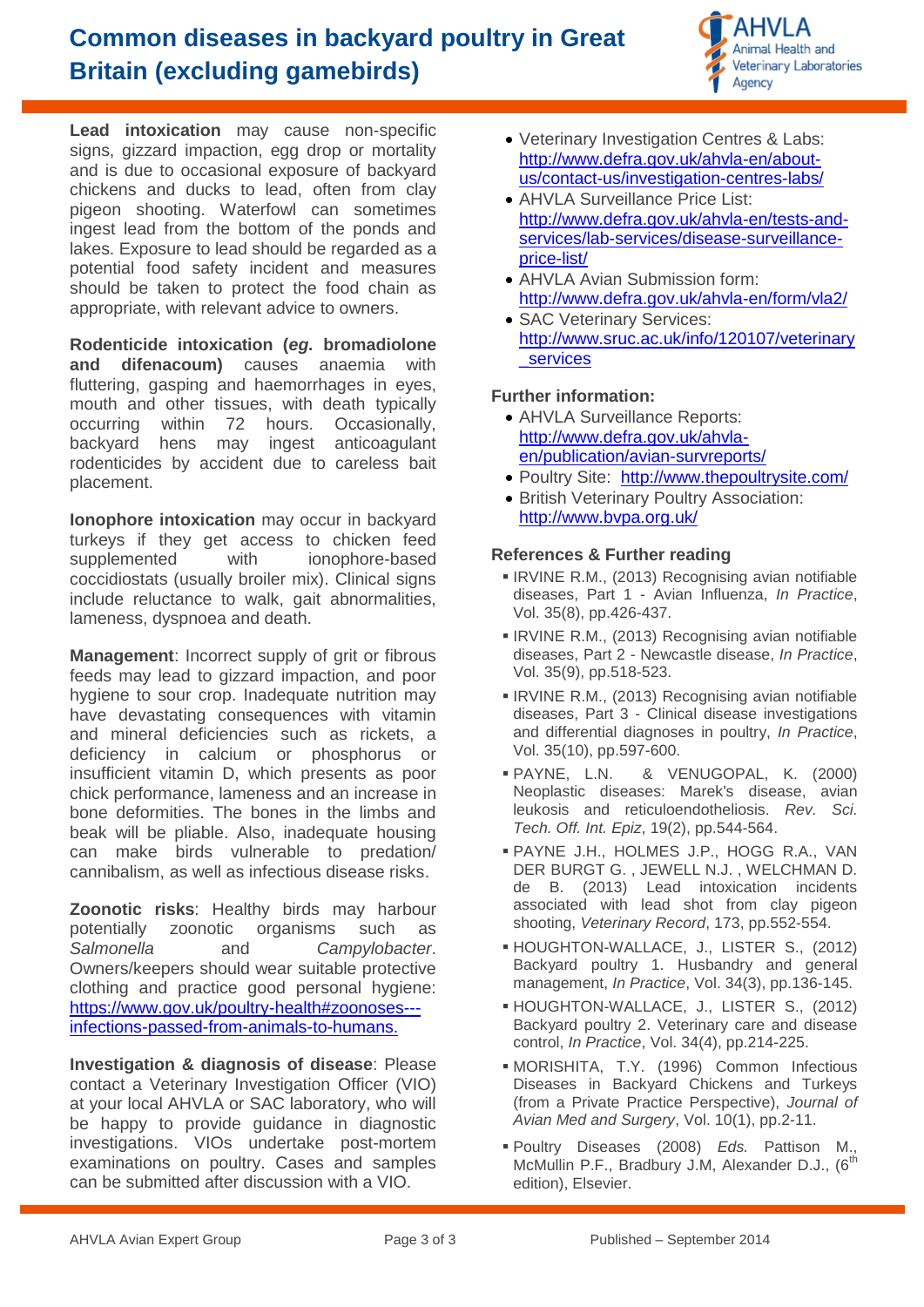# Common diseases in backyard poultry in Great Britain (excluding gamebirds)

**Lead intoxication** may cause non-specific signs, gizzard impaction, egg drop or mortality and is due to occasional exposure of backyard chickens and ducks to lead, often from clay pigeon shooting. Waterfowl can sometimes ingest lead from the bottom of the ponds and lakes. Exposure to lead should be regarded as a potential food safety incident and measures should be taken to protect the food chain as appropriate, with relevant advice to owners.

**Rodenticide intoxication (*eg.* bromadiolone and difenacoum)** causes anaemia with fluttering, gasping and haemorrhages in eyes, mouth and other tissues, with death typically occurring within 72 hours. Occasionally, backyard hens may ingest anticoagulant rodenticides by accident due to careless bait placement.

**Ionophore intoxication** may occur in backyard turkeys if they get access to chicken feed supplemented with ionophore-based coccidiostats (usually broiler mix). Clinical signs include reluctance to walk, gait abnormalities, lameness, dyspnoea and death.

**Management**: Incorrect supply of grit or fibrous feeds may lead to gizzard impaction, and poor hygiene to sour crop. Inadequate nutrition may have devastating consequences with vitamin and mineral deficiencies such as rickets, a deficiency in calcium or phosphorus or insufficient vitamin D, which presents as poor chick performance, lameness and an increase in bone deformities. The bones in the limbs and beak will be pliable. Also, inadequate housing can make birds vulnerable to predation/ cannibalism, as well as infectious disease risks.

**Zoonotic risks**: Healthy birds may harbour potentially zoonotic organisms such as *Salmonella* and *Campylobacter*. Owners/keepers should wear suitable protective clothing and practice good personal hygiene: https://www.gov.uk/poultry-health#zoonoses---infections-passed-from-animals-to-humans.

**Investigation & diagnosis of disease**: Please contact a Veterinary Investigation Officer (VIO) at your local AHVLA or SAC laboratory, who will be happy to provide guidance in diagnostic investigations. VIOs undertake post-mortem examinations on poultry. Cases and samples can be submitted after discussion with a VIO.

- Veterinary Investigation Centres & Labs: http://www.defra.gov.uk/ahvla-en/about-us/contact-us/investigation-centres-labs/
- AHVLA Surveillance Price List: http://www.defra.gov.uk/ahvla-en/tests-and-services/lab-services/disease-surveillance-price-list/
- AHVLA Avian Submission form: http://www.defra.gov.uk/ahvla-en/form/vla2/
- SAC Veterinary Services: http://www.sruc.ac.uk/info/120107/veterinary_services

**Further information:**

- AHVLA Surveillance Reports: http://www.defra.gov.uk/ahvla-en/publication/avian-survreports/
- Poultry Site: http://www.thepoultrysite.com/
- British Veterinary Poultry Association: http://www.bvpa.org.uk/

**References & Further reading**

- IRVINE R.M., (2013) Recognising avian notifiable diseases, Part 1 - Avian Influenza, *In Practice*, Vol. 35(8), pp.426-437.
- IRVINE R.M., (2013) Recognising avian notifiable diseases, Part 2 - Newcastle disease, *In Practice*, Vol. 35(9), pp.518-523.
- IRVINE R.M., (2013) Recognising avian notifiable diseases, Part 3 - Clinical disease investigations and differential diagnoses in poultry, *In Practice*, Vol. 35(10), pp.597-600.
- PAYNE, L.N. & VENUGOPAL, K. (2000) Neoplastic diseases: Marek's disease, avian leukosis and reticuloendotheliosis. *Rev. Sci. Tech. Off. Int. Epiz*, 19(2), pp.544-564.
- PAYNE J.H., HOLMES J.P., HOGG R.A., VAN DER BURGT G. , JEWELL N.J. , WELCHMAN D. de B. (2013) Lead intoxication incidents associated with lead shot from clay pigeon shooting, *Veterinary Record*, 173, pp.552-554.
- HOUGHTON-WALLACE, J., LISTER S., (2012) Backyard poultry 1. Husbandry and general management, *In Practice*, Vol. 34(3), pp.136-145.
- HOUGHTON-WALLACE, J., LISTER S., (2012) Backyard poultry 2. Veterinary care and disease control, *In Practice*, Vol. 34(4), pp.214-225.
- MORISHITA, T.Y. (1996) Common Infectious Diseases in Backyard Chickens and Turkeys (from a Private Practice Perspective), *Journal of Avian Med and Surgery*, Vol. 10(1), pp.2-11.
- Poultry Diseases (2008) *Eds.* Pattison M., McMullin P.F., Bradbury J.M, Alexander D.J., (6th edition), Elsevier.